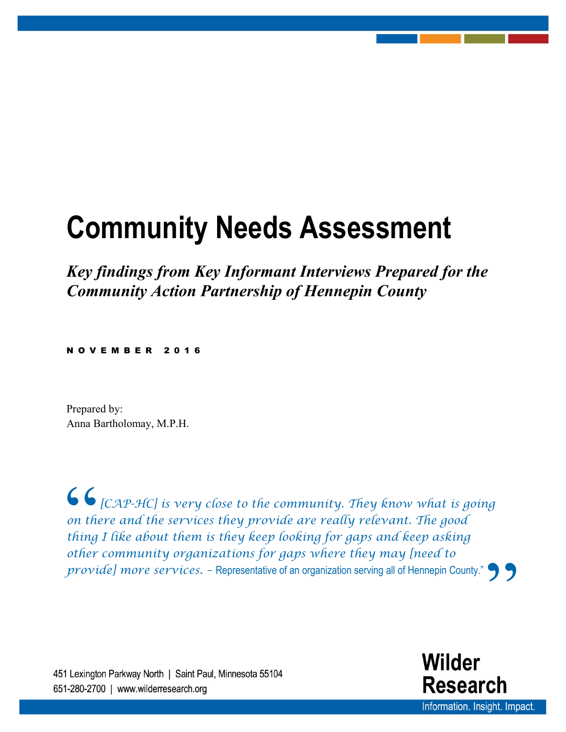# Community Needs Assessment

***Key findings from Key Informant Interviews Prepared for the Community Action Partnership of Hennepin County***

NOVEMBER 2016

Prepared by:
Anna Bartholomay, M.P.H.

> *[CAP-HC] is very close to the community. They know what is going on there and the services they provide are really relevant. The good thing I like about them is they keep looking for gaps and keep asking other community organizations for gaps where they may [need to provide] more services.* – Representative of an organization serving all of Hennepin County."

451 Lexington Parkway North | Saint Paul, Minnesota 55104
651-280-2700 | www.wilderresearch.org

**Wilder Research**
Information. Insight. Impact.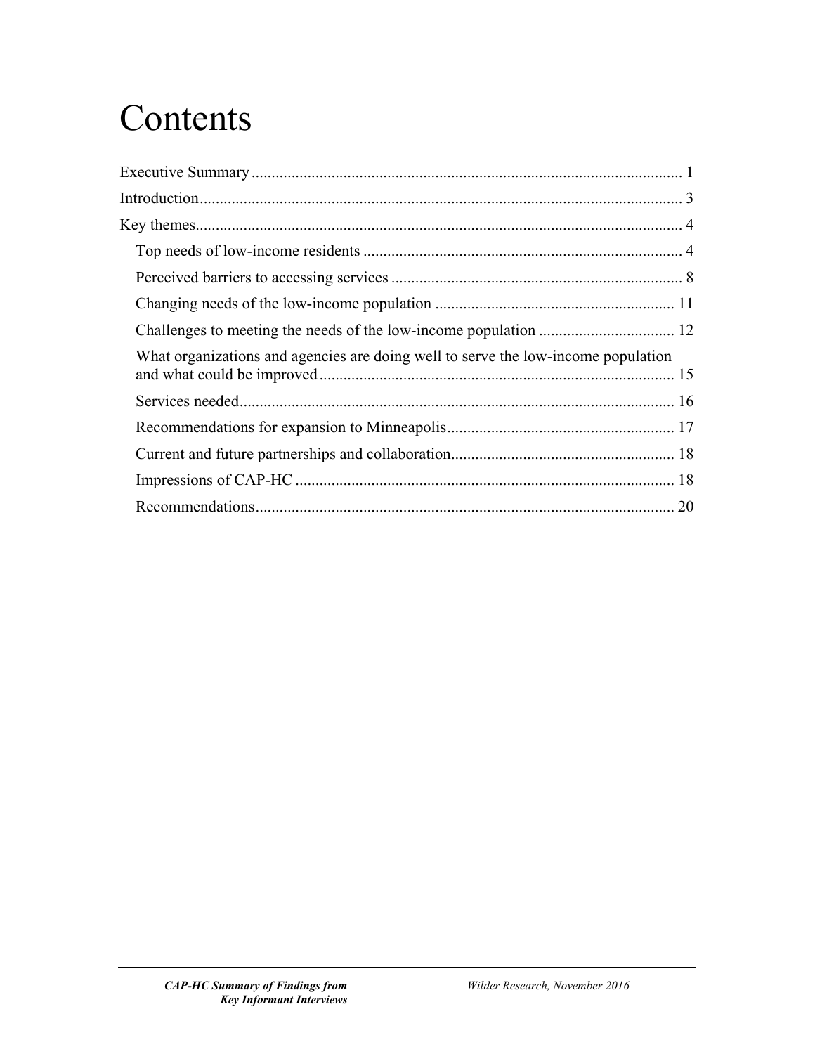# Contents

Executive Summary ........................................................................................................... 1

Introduction ....................................................................................................................... 3

Key themes ........................................................................................................................ 4

- Top needs of low-income residents ............................................................................... 4
- Perceived barriers to accessing services ........................................................................ 8
- Changing needs of the low-income population ........................................................... 11
- Challenges to meeting the needs of the low-income population .................................. 12
- What organizations and agencies are doing well to serve the low-income population and what could be improved ........................................................................................ 15
- Services needed ........................................................................................................... 16
- Recommendations for expansion to Minneapolis ......................................................... 17
- Current and future partnerships and collaboration ........................................................ 18
- Impressions of CAP-HC .............................................................................................. 18
- Recommendations ........................................................................................................ 20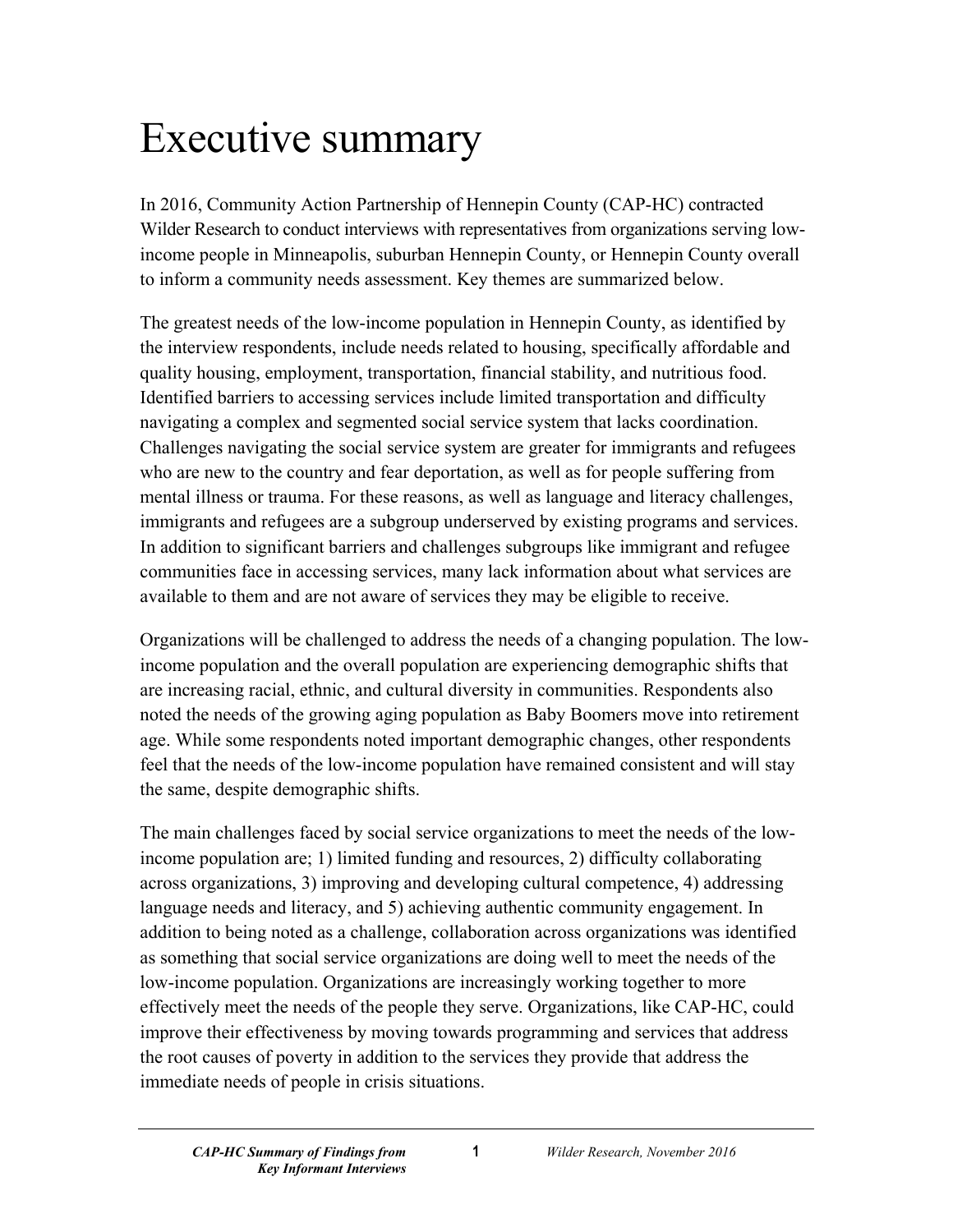# Executive summary

In 2016, Community Action Partnership of Hennepin County (CAP-HC) contracted Wilder Research to conduct interviews with representatives from organizations serving low-income people in Minneapolis, suburban Hennepin County, or Hennepin County overall to inform a community needs assessment. Key themes are summarized below.

The greatest needs of the low-income population in Hennepin County, as identified by the interview respondents, include needs related to housing, specifically affordable and quality housing, employment, transportation, financial stability, and nutritious food. Identified barriers to accessing services include limited transportation and difficulty navigating a complex and segmented social service system that lacks coordination. Challenges navigating the social service system are greater for immigrants and refugees who are new to the country and fear deportation, as well as for people suffering from mental illness or trauma. For these reasons, as well as language and literacy challenges, immigrants and refugees are a subgroup underserved by existing programs and services. In addition to significant barriers and challenges subgroups like immigrant and refugee communities face in accessing services, many lack information about what services are available to them and are not aware of services they may be eligible to receive.

Organizations will be challenged to address the needs of a changing population. The low-income population and the overall population are experiencing demographic shifts that are increasing racial, ethnic, and cultural diversity in communities. Respondents also noted the needs of the growing aging population as Baby Boomers move into retirement age. While some respondents noted important demographic changes, other respondents feel that the needs of the low-income population have remained consistent and will stay the same, despite demographic shifts.

The main challenges faced by social service organizations to meet the needs of the low-income population are; 1) limited funding and resources, 2) difficulty collaborating across organizations, 3) improving and developing cultural competence, 4) addressing language needs and literacy, and 5) achieving authentic community engagement. In addition to being noted as a challenge, collaboration across organizations was identified as something that social service organizations are doing well to meet the needs of the low-income population. Organizations are increasingly working together to more effectively meet the needs of the people they serve. Organizations, like CAP-HC, could improve their effectiveness by moving towards programming and services that address the root causes of poverty in addition to the services they provide that address the immediate needs of people in crisis situations.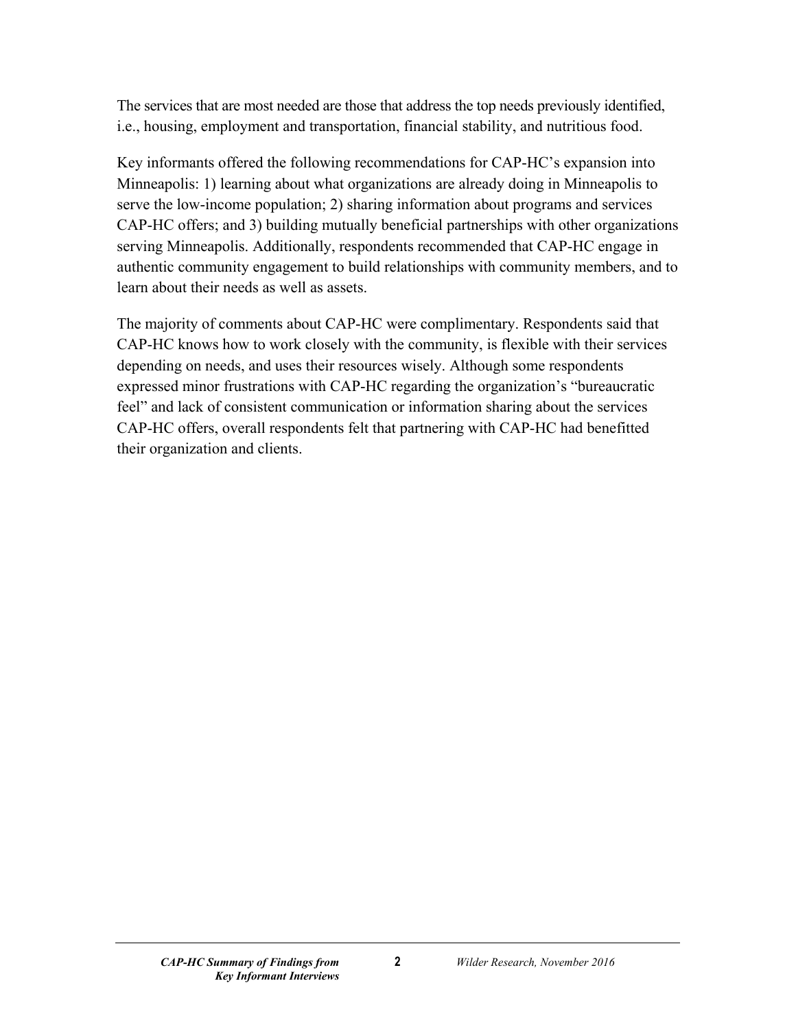The services that are most needed are those that address the top needs previously identified, i.e., housing, employment and transportation, financial stability, and nutritious food.

Key informants offered the following recommendations for CAP-HC's expansion into Minneapolis: 1) learning about what organizations are already doing in Minneapolis to serve the low-income population; 2) sharing information about programs and services CAP-HC offers; and 3) building mutually beneficial partnerships with other organizations serving Minneapolis. Additionally, respondents recommended that CAP-HC engage in authentic community engagement to build relationships with community members, and to learn about their needs as well as assets.

The majority of comments about CAP-HC were complimentary. Respondents said that CAP-HC knows how to work closely with the community, is flexible with their services depending on needs, and uses their resources wisely. Although some respondents expressed minor frustrations with CAP-HC regarding the organization's "bureaucratic feel" and lack of consistent communication or information sharing about the services CAP-HC offers, overall respondents felt that partnering with CAP-HC had benefitted their organization and clients.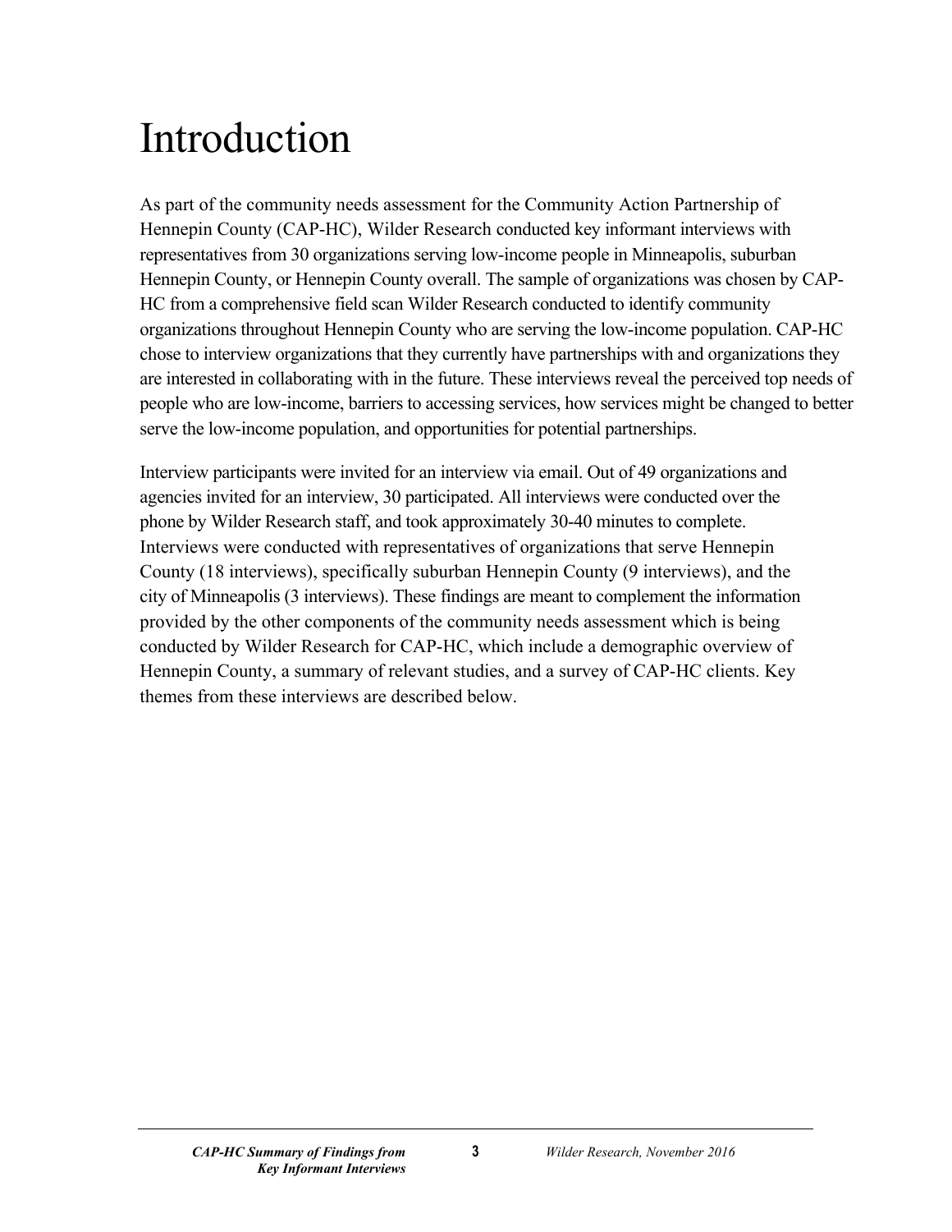# Introduction

As part of the community needs assessment for the Community Action Partnership of Hennepin County (CAP-HC), Wilder Research conducted key informant interviews with representatives from 30 organizations serving low-income people in Minneapolis, suburban Hennepin County, or Hennepin County overall. The sample of organizations was chosen by CAP-HC from a comprehensive field scan Wilder Research conducted to identify community organizations throughout Hennepin County who are serving the low-income population. CAP-HC chose to interview organizations that they currently have partnerships with and organizations they are interested in collaborating with in the future. These interviews reveal the perceived top needs of people who are low-income, barriers to accessing services, how services might be changed to better serve the low-income population, and opportunities for potential partnerships.

Interview participants were invited for an interview via email. Out of 49 organizations and agencies invited for an interview, 30 participated. All interviews were conducted over the phone by Wilder Research staff, and took approximately 30-40 minutes to complete. Interviews were conducted with representatives of organizations that serve Hennepin County (18 interviews), specifically suburban Hennepin County (9 interviews), and the city of Minneapolis (3 interviews). These findings are meant to complement the information provided by the other components of the community needs assessment which is being conducted by Wilder Research for CAP-HC, which include a demographic overview of Hennepin County, a summary of relevant studies, and a survey of CAP-HC clients. Key themes from these interviews are described below.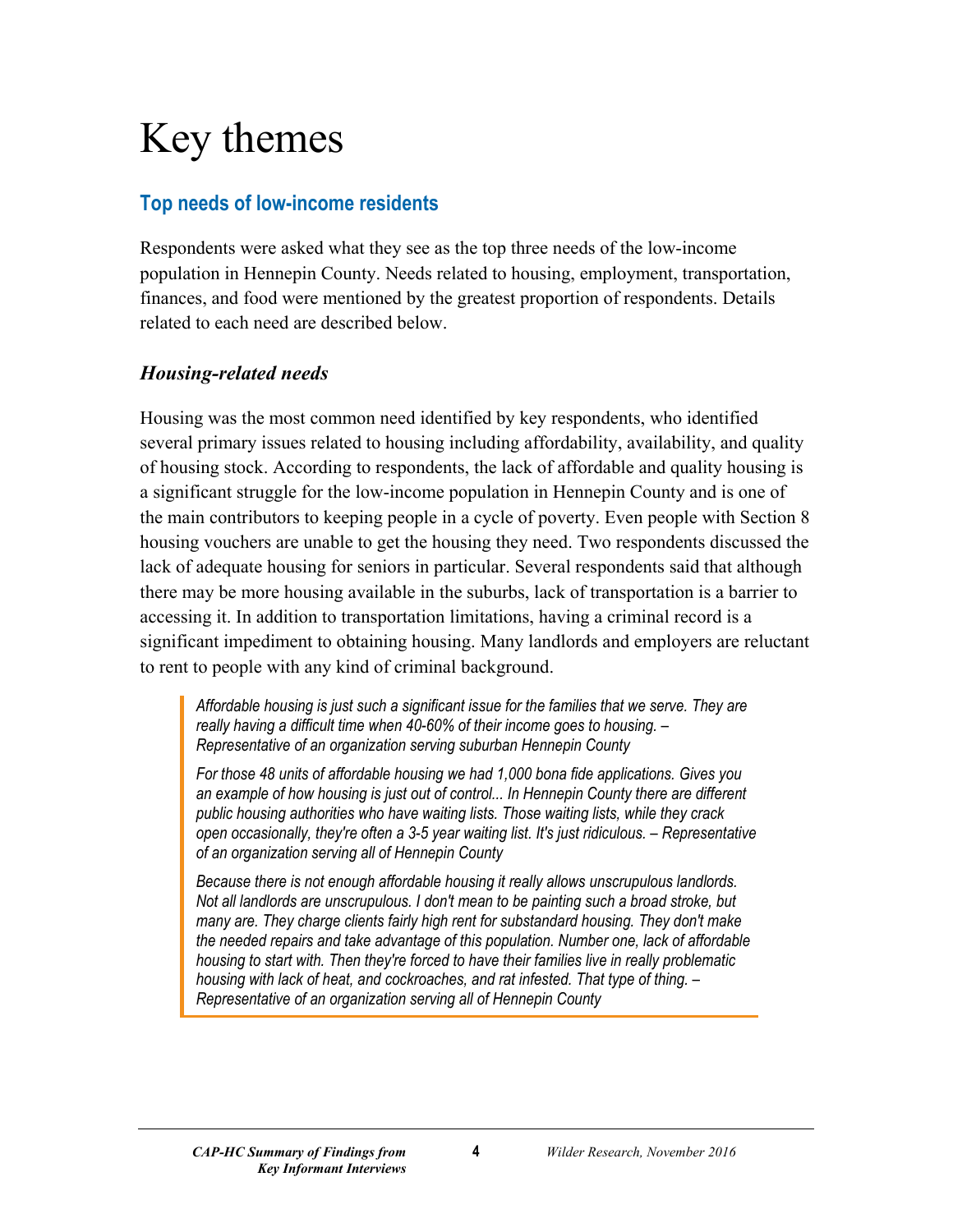# Key themes

## Top needs of low-income residents

Respondents were asked what they see as the top three needs of the low-income population in Hennepin County. Needs related to housing, employment, transportation, finances, and food were mentioned by the greatest proportion of respondents. Details related to each need are described below.

### *Housing-related needs*

Housing was the most common need identified by key respondents, who identified several primary issues related to housing including affordability, availability, and quality of housing stock. According to respondents, the lack of affordable and quality housing is a significant struggle for the low-income population in Hennepin County and is one of the main contributors to keeping people in a cycle of poverty. Even people with Section 8 housing vouchers are unable to get the housing they need. Two respondents discussed the lack of adequate housing for seniors in particular. Several respondents said that although there may be more housing available in the suburbs, lack of transportation is a barrier to accessing it. In addition to transportation limitations, having a criminal record is a significant impediment to obtaining housing. Many landlords and employers are reluctant to rent to people with any kind of criminal background.

> *Affordable housing is just such a significant issue for the families that we serve. They are really having a difficult time when 40-60% of their income goes to housing. – Representative of an organization serving suburban Hennepin County*
>
> *For those 48 units of affordable housing we had 1,000 bona fide applications. Gives you an example of how housing is just out of control... In Hennepin County there are different public housing authorities who have waiting lists. Those waiting lists, while they crack open occasionally, they're often a 3-5 year waiting list. It's just ridiculous. – Representative of an organization serving all of Hennepin County*
>
> *Because there is not enough affordable housing it really allows unscrupulous landlords. Not all landlords are unscrupulous. I don't mean to be painting such a broad stroke, but many are. They charge clients fairly high rent for substandard housing. They don't make the needed repairs and take advantage of this population. Number one, lack of affordable housing to start with. Then they're forced to have their families live in really problematic housing with lack of heat, and cockroaches, and rat infested. That type of thing. – Representative of an organization serving all of Hennepin County*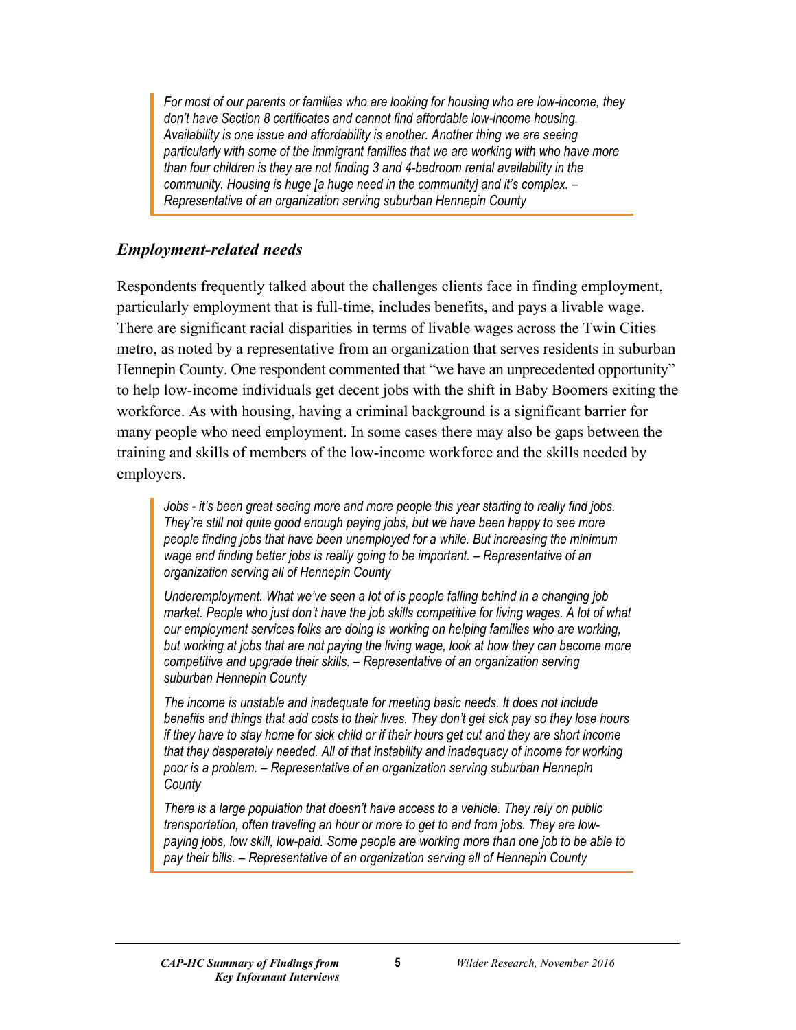> *For most of our parents or families who are looking for housing who are low-income, they don't have Section 8 certificates and cannot find affordable low-income housing. Availability is one issue and affordability is another. Another thing we are seeing particularly with some of the immigrant families that we are working with who have more than four children is they are not finding 3 and 4-bedroom rental availability in the community. Housing is huge [a huge need in the community] and it's complex. – Representative of an organization serving suburban Hennepin County*

### *Employment-related needs*

Respondents frequently talked about the challenges clients face in finding employment, particularly employment that is full-time, includes benefits, and pays a livable wage. There are significant racial disparities in terms of livable wages across the Twin Cities metro, as noted by a representative from an organization that serves residents in suburban Hennepin County. One respondent commented that "we have an unprecedented opportunity" to help low-income individuals get decent jobs with the shift in Baby Boomers exiting the workforce. As with housing, having a criminal background is a significant barrier for many people who need employment. In some cases there may also be gaps between the training and skills of members of the low-income workforce and the skills needed by employers.

> *Jobs - it's been great seeing more and more people this year starting to really find jobs. They're still not quite good enough paying jobs, but we have been happy to see more people finding jobs that have been unemployed for a while. But increasing the minimum wage and finding better jobs is really going to be important. – Representative of an organization serving all of Hennepin County*
>
> *Underemployment. What we've seen a lot of is people falling behind in a changing job market. People who just don't have the job skills competitive for living wages. A lot of what our employment services folks are doing is working on helping families who are working, but working at jobs that are not paying the living wage, look at how they can become more competitive and upgrade their skills. – Representative of an organization serving suburban Hennepin County*
>
> *The income is unstable and inadequate for meeting basic needs. It does not include benefits and things that add costs to their lives. They don't get sick pay so they lose hours if they have to stay home for sick child or if their hours get cut and they are short income that they desperately needed. All of that instability and inadequacy of income for working poor is a problem. – Representative of an organization serving suburban Hennepin County*
>
> *There is a large population that doesn't have access to a vehicle. They rely on public transportation, often traveling an hour or more to get to and from jobs. They are low-paying jobs, low skill, low-paid. Some people are working more than one job to be able to pay their bills. – Representative of an organization serving all of Hennepin County*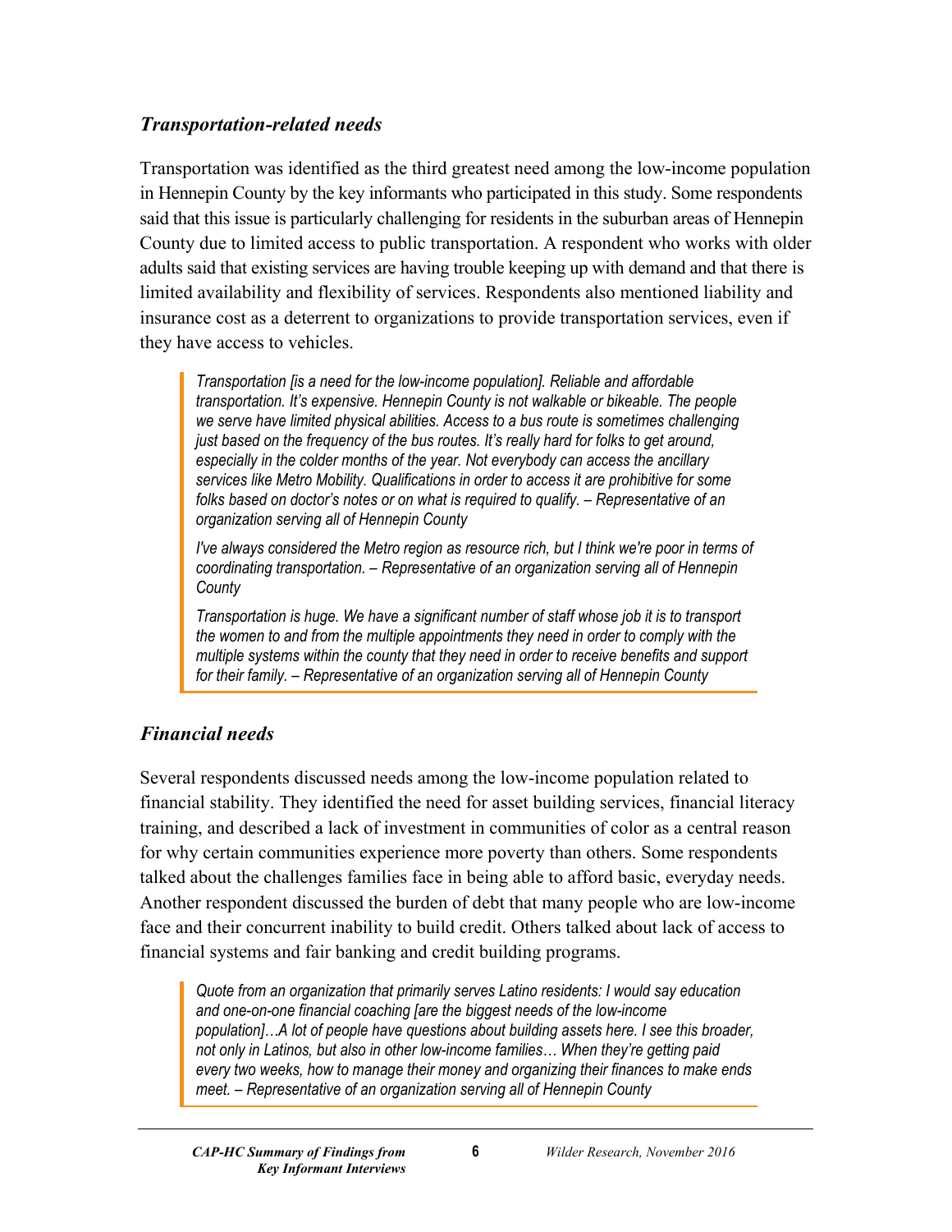### *Transportation-related needs*

Transportation was identified as the third greatest need among the low-income population in Hennepin County by the key informants who participated in this study. Some respondents said that this issue is particularly challenging for residents in the suburban areas of Hennepin County due to limited access to public transportation. A respondent who works with older adults said that existing services are having trouble keeping up with demand and that there is limited availability and flexibility of services. Respondents also mentioned liability and insurance cost as a deterrent to organizations to provide transportation services, even if they have access to vehicles.

> *Transportation [is a need for the low-income population]. Reliable and affordable transportation. It's expensive. Hennepin County is not walkable or bikeable. The people we serve have limited physical abilities. Access to a bus route is sometimes challenging just based on the frequency of the bus routes. It's really hard for folks to get around, especially in the colder months of the year. Not everybody can access the ancillary services like Metro Mobility. Qualifications in order to access it are prohibitive for some folks based on doctor's notes or on what is required to qualify. – Representative of an organization serving all of Hennepin County*
>
> *I've always considered the Metro region as resource rich, but I think we're poor in terms of coordinating transportation. – Representative of an organization serving all of Hennepin County*
>
> *Transportation is huge. We have a significant number of staff whose job it is to transport the women to and from the multiple appointments they need in order to comply with the multiple systems within the county that they need in order to receive benefits and support for their family. – Representative of an organization serving all of Hennepin County*

### *Financial needs*

Several respondents discussed needs among the low-income population related to financial stability. They identified the need for asset building services, financial literacy training, and described a lack of investment in communities of color as a central reason for why certain communities experience more poverty than others. Some respondents talked about the challenges families face in being able to afford basic, everyday needs. Another respondent discussed the burden of debt that many people who are low-income face and their concurrent inability to build credit. Others talked about lack of access to financial systems and fair banking and credit building programs.

> *Quote from an organization that primarily serves Latino residents: I would say education and one-on-one financial coaching [are the biggest needs of the low-income population]…A lot of people have questions about building assets here. I see this broader, not only in Latinos, but also in other low-income families… When they're getting paid every two weeks, how to manage their money and organizing their finances to make ends meet. – Representative of an organization serving all of Hennepin County*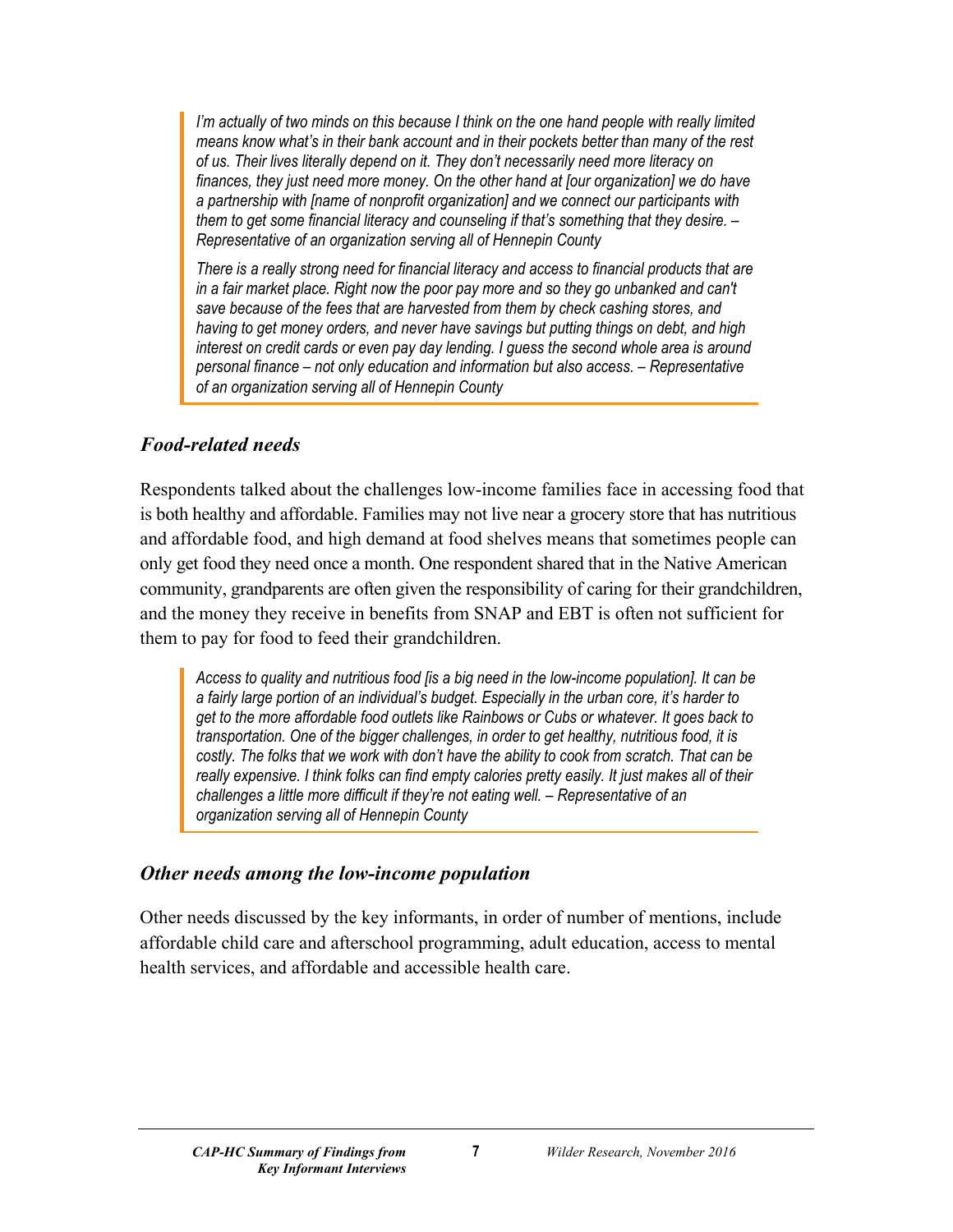> *I'm actually of two minds on this because I think on the one hand people with really limited means know what's in their bank account and in their pockets better than many of the rest of us. Their lives literally depend on it. They don't necessarily need more literacy on finances, they just need more money. On the other hand at [our organization] we do have a partnership with [name of nonprofit organization] and we connect our participants with them to get some financial literacy and counseling if that's something that they desire. – Representative of an organization serving all of Hennepin County*
>
> *There is a really strong need for financial literacy and access to financial products that are in a fair market place. Right now the poor pay more and so they go unbanked and can't save because of the fees that are harvested from them by check cashing stores, and having to get money orders, and never have savings but putting things on debt, and high interest on credit cards or even pay day lending. I guess the second whole area is around personal finance – not only education and information but also access. – Representative of an organization serving all of Hennepin County*

### *Food-related needs*

Respondents talked about the challenges low-income families face in accessing food that is both healthy and affordable. Families may not live near a grocery store that has nutritious and affordable food, and high demand at food shelves means that sometimes people can only get food they need once a month. One respondent shared that in the Native American community, grandparents are often given the responsibility of caring for their grandchildren, and the money they receive in benefits from SNAP and EBT is often not sufficient for them to pay for food to feed their grandchildren.

> *Access to quality and nutritious food [is a big need in the low-income population]. It can be a fairly large portion of an individual's budget. Especially in the urban core, it's harder to get to the more affordable food outlets like Rainbows or Cubs or whatever. It goes back to transportation. One of the bigger challenges, in order to get healthy, nutritious food, it is costly. The folks that we work with don't have the ability to cook from scratch. That can be really expensive. I think folks can find empty calories pretty easily. It just makes all of their challenges a little more difficult if they're not eating well. – Representative of an organization serving all of Hennepin County*

### *Other needs among the low-income population*

Other needs discussed by the key informants, in order of number of mentions, include affordable child care and afterschool programming, adult education, access to mental health services, and affordable and accessible health care.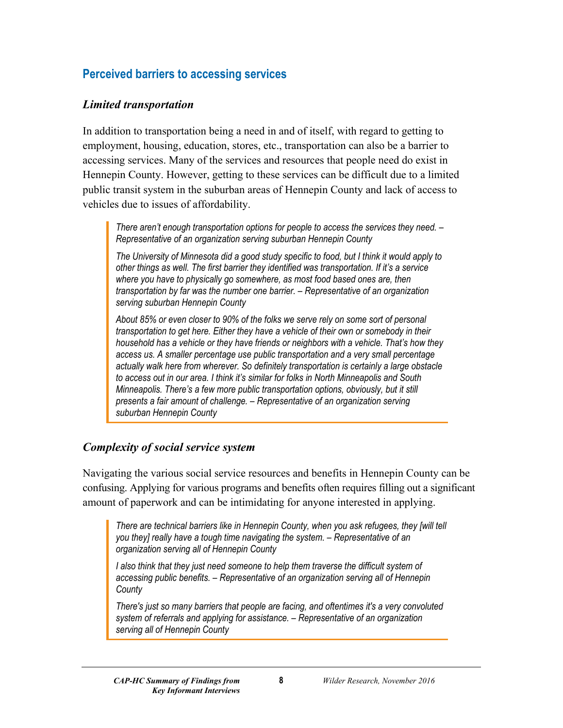## Perceived barriers to accessing services

### *Limited transportation*

In addition to transportation being a need in and of itself, with regard to getting to employment, housing, education, stores, etc., transportation can also be a barrier to accessing services. Many of the services and resources that people need do exist in Hennepin County. However, getting to these services can be difficult due to a limited public transit system in the suburban areas of Hennepin County and lack of access to vehicles due to issues of affordability.

> *There aren't enough transportation options for people to access the services they need. – Representative of an organization serving suburban Hennepin County*
>
> *The University of Minnesota did a good study specific to food, but I think it would apply to other things as well. The first barrier they identified was transportation. If it's a service where you have to physically go somewhere, as most food based ones are, then transportation by far was the number one barrier. – Representative of an organization serving suburban Hennepin County*
>
> *About 85% or even closer to 90% of the folks we serve rely on some sort of personal transportation to get here. Either they have a vehicle of their own or somebody in their household has a vehicle or they have friends or neighbors with a vehicle. That's how they access us. A smaller percentage use public transportation and a very small percentage actually walk here from wherever. So definitely transportation is certainly a large obstacle to access out in our area. I think it's similar for folks in North Minneapolis and South Minneapolis. There's a few more public transportation options, obviously, but it still presents a fair amount of challenge. – Representative of an organization serving suburban Hennepin County*

### *Complexity of social service system*

Navigating the various social service resources and benefits in Hennepin County can be confusing. Applying for various programs and benefits often requires filling out a significant amount of paperwork and can be intimidating for anyone interested in applying.

> *There are technical barriers like in Hennepin County, when you ask refugees, they [will tell you they] really have a tough time navigating the system. – Representative of an organization serving all of Hennepin County*
>
> *I also think that they just need someone to help them traverse the difficult system of accessing public benefits. – Representative of an organization serving all of Hennepin County*
>
> *There's just so many barriers that people are facing, and oftentimes it's a very convoluted system of referrals and applying for assistance. – Representative of an organization serving all of Hennepin County*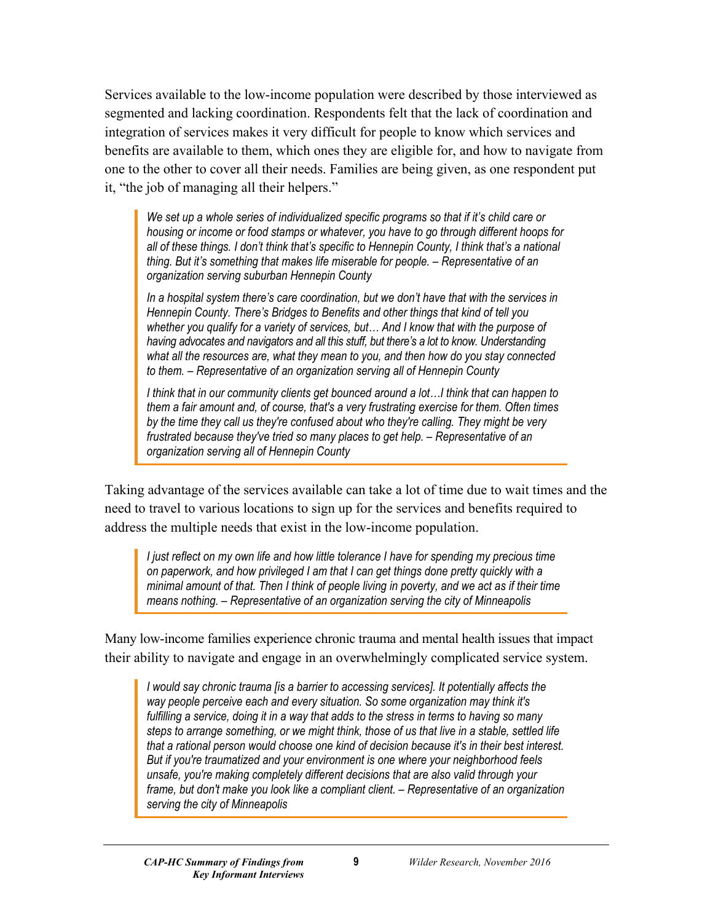Services available to the low-income population were described by those interviewed as segmented and lacking coordination. Respondents felt that the lack of coordination and integration of services makes it very difficult for people to know which services and benefits are available to them, which ones they are eligible for, and how to navigate from one to the other to cover all their needs. Families are being given, as one respondent put it, "the job of managing all their helpers."

> *We set up a whole series of individualized specific programs so that if it's child care or housing or income or food stamps or whatever, you have to go through different hoops for all of these things. I don't think that's specific to Hennepin County, I think that's a national thing. But it's something that makes life miserable for people. – Representative of an organization serving suburban Hennepin County*
>
> *In a hospital system there's care coordination, but we don't have that with the services in Hennepin County. There's Bridges to Benefits and other things that kind of tell you whether you qualify for a variety of services, but… And I know that with the purpose of having advocates and navigators and all this stuff, but there's a lot to know. Understanding what all the resources are, what they mean to you, and then how do you stay connected to them. – Representative of an organization serving all of Hennepin County*
>
> *I think that in our community clients get bounced around a lot…I think that can happen to them a fair amount and, of course, that's a very frustrating exercise for them. Often times by the time they call us they're confused about who they're calling. They might be very frustrated because they've tried so many places to get help. – Representative of an organization serving all of Hennepin County*

Taking advantage of the services available can take a lot of time due to wait times and the need to travel to various locations to sign up for the services and benefits required to address the multiple needs that exist in the low-income population.

> *I just reflect on my own life and how little tolerance I have for spending my precious time on paperwork, and how privileged I am that I can get things done pretty quickly with a minimal amount of that. Then I think of people living in poverty, and we act as if their time means nothing. – Representative of an organization serving the city of Minneapolis*

Many low-income families experience chronic trauma and mental health issues that impact their ability to navigate and engage in an overwhelmingly complicated service system.

> *I would say chronic trauma [is a barrier to accessing services]. It potentially affects the way people perceive each and every situation. So some organization may think it's fulfilling a service, doing it in a way that adds to the stress in terms to having so many steps to arrange something, or we might think, those of us that live in a stable, settled life that a rational person would choose one kind of decision because it's in their best interest. But if you're traumatized and your environment is one where your neighborhood feels unsafe, you're making completely different decisions that are also valid through your frame, but don't make you look like a compliant client. – Representative of an organization serving the city of Minneapolis*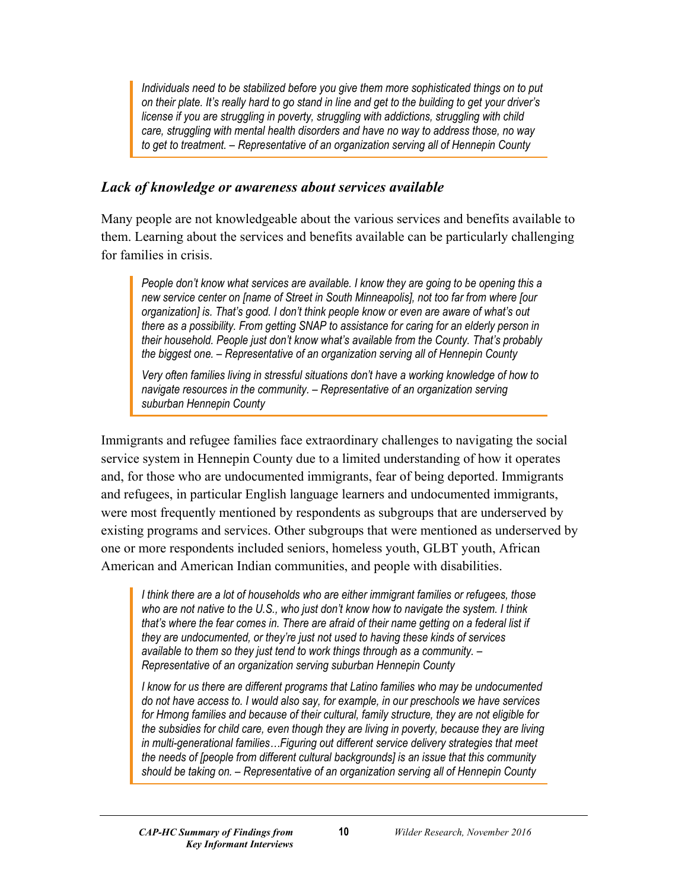> *Individuals need to be stabilized before you give them more sophisticated things on to put on their plate. It's really hard to go stand in line and get to the building to get your driver's license if you are struggling in poverty, struggling with addictions, struggling with child care, struggling with mental health disorders and have no way to address those, no way to get to treatment. – Representative of an organization serving all of Hennepin County*

### *Lack of knowledge or awareness about services available*

Many people are not knowledgeable about the various services and benefits available to them. Learning about the services and benefits available can be particularly challenging for families in crisis.

> *People don't know what services are available. I know they are going to be opening this a new service center on [name of Street in South Minneapolis], not too far from where [our organization] is. That's good. I don't think people know or even are aware of what's out there as a possibility. From getting SNAP to assistance for caring for an elderly person in their household. People just don't know what's available from the County. That's probably the biggest one. – Representative of an organization serving all of Hennepin County*
>
> *Very often families living in stressful situations don't have a working knowledge of how to navigate resources in the community. – Representative of an organization serving suburban Hennepin County*

Immigrants and refugee families face extraordinary challenges to navigating the social service system in Hennepin County due to a limited understanding of how it operates and, for those who are undocumented immigrants, fear of being deported. Immigrants and refugees, in particular English language learners and undocumented immigrants, were most frequently mentioned by respondents as subgroups that are underserved by existing programs and services. Other subgroups that were mentioned as underserved by one or more respondents included seniors, homeless youth, GLBT youth, African American and American Indian communities, and people with disabilities.

> *I think there are a lot of households who are either immigrant families or refugees, those who are not native to the U.S., who just don't know how to navigate the system. I think that's where the fear comes in. There are afraid of their name getting on a federal list if they are undocumented, or they're just not used to having these kinds of services available to them so they just tend to work things through as a community. – Representative of an organization serving suburban Hennepin County*
>
> *I know for us there are different programs that Latino families who may be undocumented do not have access to. I would also say, for example, in our preschools we have services for Hmong families and because of their cultural, family structure, they are not eligible for the subsidies for child care, even though they are living in poverty, because they are living in multi-generational families…Figuring out different service delivery strategies that meet the needs of [people from different cultural backgrounds] is an issue that this community should be taking on. – Representative of an organization serving all of Hennepin County*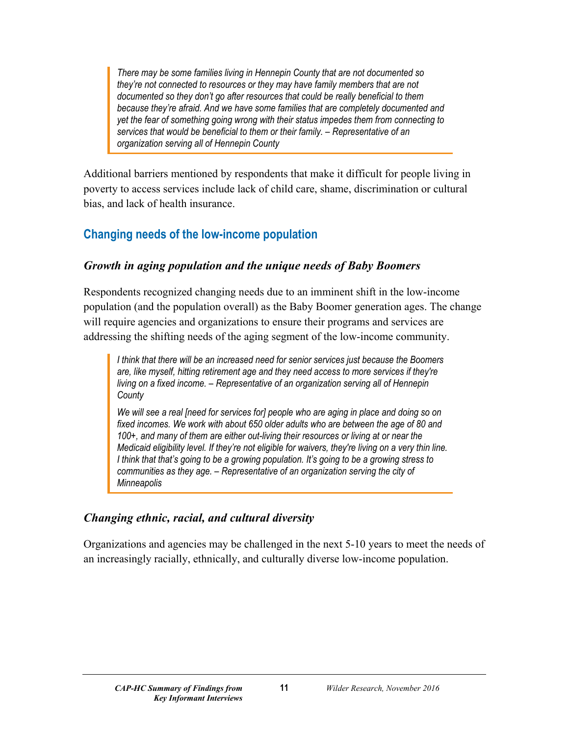> *There may be some families living in Hennepin County that are not documented so they're not connected to resources or they may have family members that are not documented so they don't go after resources that could be really beneficial to them because they're afraid. And we have some families that are completely documented and yet the fear of something going wrong with their status impedes them from connecting to services that would be beneficial to them or their family. – Representative of an organization serving all of Hennepin County*

Additional barriers mentioned by respondents that make it difficult for people living in poverty to access services include lack of child care, shame, discrimination or cultural bias, and lack of health insurance.

## Changing needs of the low-income population

### *Growth in aging population and the unique needs of Baby Boomers*

Respondents recognized changing needs due to an imminent shift in the low-income population (and the population overall) as the Baby Boomer generation ages. The change will require agencies and organizations to ensure their programs and services are addressing the shifting needs of the aging segment of the low-income community.

> *I think that there will be an increased need for senior services just because the Boomers are, like myself, hitting retirement age and they need access to more services if they're living on a fixed income. – Representative of an organization serving all of Hennepin County*
>
> *We will see a real [need for services for] people who are aging in place and doing so on fixed incomes. We work with about 650 older adults who are between the age of 80 and 100+, and many of them are either out-living their resources or living at or near the Medicaid eligibility level. If they're not eligible for waivers, they're living on a very thin line. I think that that's going to be a growing population. It's going to be a growing stress to communities as they age. – Representative of an organization serving the city of Minneapolis*

### *Changing ethnic, racial, and cultural diversity*

Organizations and agencies may be challenged in the next 5-10 years to meet the needs of an increasingly racially, ethnically, and culturally diverse low-income population.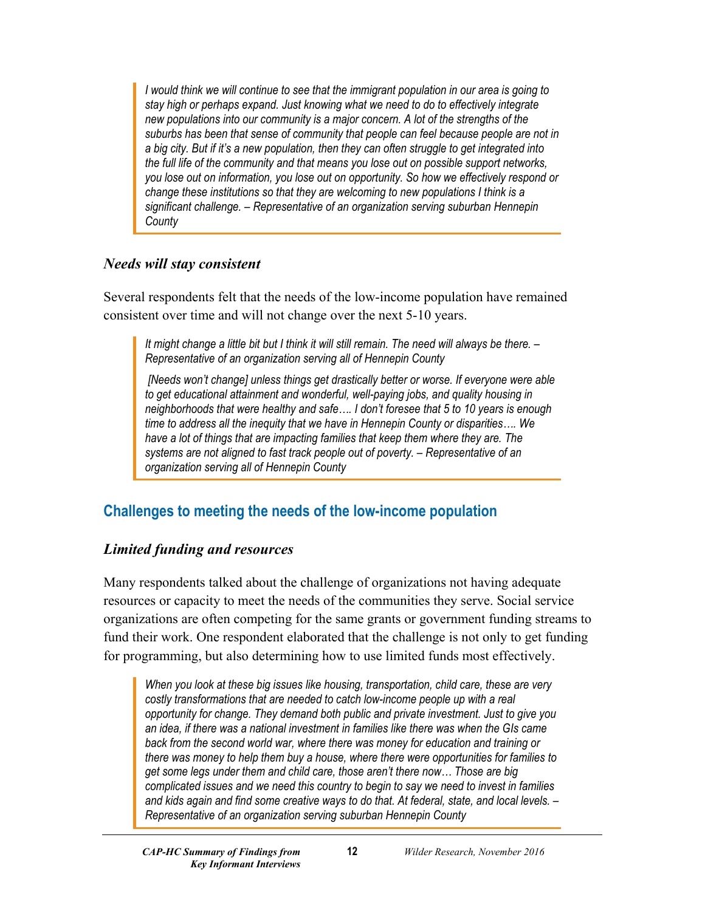> *I would think we will continue to see that the immigrant population in our area is going to stay high or perhaps expand. Just knowing what we need to do to effectively integrate new populations into our community is a major concern. A lot of the strengths of the suburbs has been that sense of community that people can feel because people are not in a big city. But if it's a new population, then they can often struggle to get integrated into the full life of the community and that means you lose out on possible support networks, you lose out on information, you lose out on opportunity. So how we effectively respond or change these institutions so that they are welcoming to new populations I think is a significant challenge. – Representative of an organization serving suburban Hennepin County*

### *Needs will stay consistent*

Several respondents felt that the needs of the low-income population have remained consistent over time and will not change over the next 5-10 years.

> *It might change a little bit but I think it will still remain. The need will always be there. – Representative of an organization serving all of Hennepin County*
>
> *[Needs won't change] unless things get drastically better or worse. If everyone were able to get educational attainment and wonderful, well-paying jobs, and quality housing in neighborhoods that were healthy and safe…. I don't foresee that 5 to 10 years is enough time to address all the inequity that we have in Hennepin County or disparities…. We have a lot of things that are impacting families that keep them where they are. The systems are not aligned to fast track people out of poverty. – Representative of an organization serving all of Hennepin County*

## Challenges to meeting the needs of the low-income population

### *Limited funding and resources*

Many respondents talked about the challenge of organizations not having adequate resources or capacity to meet the needs of the communities they serve. Social service organizations are often competing for the same grants or government funding streams to fund their work. One respondent elaborated that the challenge is not only to get funding for programming, but also determining how to use limited funds most effectively.

> *When you look at these big issues like housing, transportation, child care, these are very costly transformations that are needed to catch low-income people up with a real opportunity for change. They demand both public and private investment. Just to give you an idea, if there was a national investment in families like there was when the GIs came back from the second world war, where there was money for education and training or there was money to help them buy a house, where there were opportunities for families to get some legs under them and child care, those aren't there now… Those are big complicated issues and we need this country to begin to say we need to invest in families and kids again and find some creative ways to do that. At federal, state, and local levels. – Representative of an organization serving suburban Hennepin County*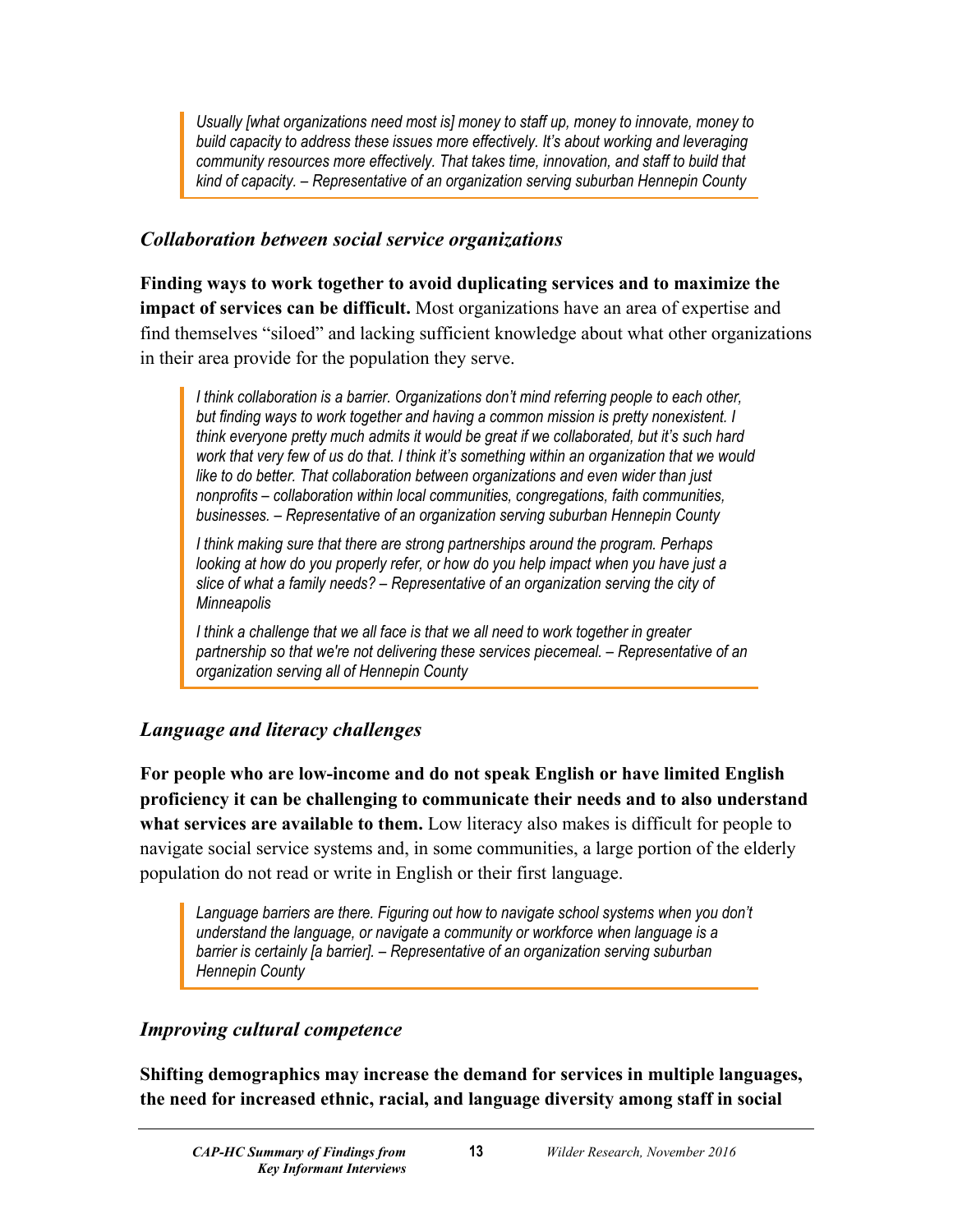> *Usually [what organizations need most is] money to staff up, money to innovate, money to build capacity to address these issues more effectively. It's about working and leveraging community resources more effectively. That takes time, innovation, and staff to build that kind of capacity. – Representative of an organization serving suburban Hennepin County*

### *Collaboration between social service organizations*

**Finding ways to work together to avoid duplicating services and to maximize the impact of services can be difficult.** Most organizations have an area of expertise and find themselves "siloed" and lacking sufficient knowledge about what other organizations in their area provide for the population they serve.

> *I think collaboration is a barrier. Organizations don't mind referring people to each other, but finding ways to work together and having a common mission is pretty nonexistent. I think everyone pretty much admits it would be great if we collaborated, but it's such hard work that very few of us do that. I think it's something within an organization that we would like to do better. That collaboration between organizations and even wider than just nonprofits – collaboration within local communities, congregations, faith communities, businesses. – Representative of an organization serving suburban Hennepin County*
>
> *I think making sure that there are strong partnerships around the program. Perhaps looking at how do you properly refer, or how do you help impact when you have just a slice of what a family needs? – Representative of an organization serving the city of Minneapolis*
>
> *I think a challenge that we all face is that we all need to work together in greater partnership so that we're not delivering these services piecemeal. – Representative of an organization serving all of Hennepin County*

### *Language and literacy challenges*

**For people who are low-income and do not speak English or have limited English proficiency it can be challenging to communicate their needs and to also understand what services are available to them.** Low literacy also makes is difficult for people to navigate social service systems and, in some communities, a large portion of the elderly population do not read or write in English or their first language.

> *Language barriers are there. Figuring out how to navigate school systems when you don't understand the language, or navigate a community or workforce when language is a barrier is certainly [a barrier]. – Representative of an organization serving suburban Hennepin County*

### *Improving cultural competence*

**Shifting demographics may increase the demand for services in multiple languages, the need for increased ethnic, racial, and language diversity among staff in social**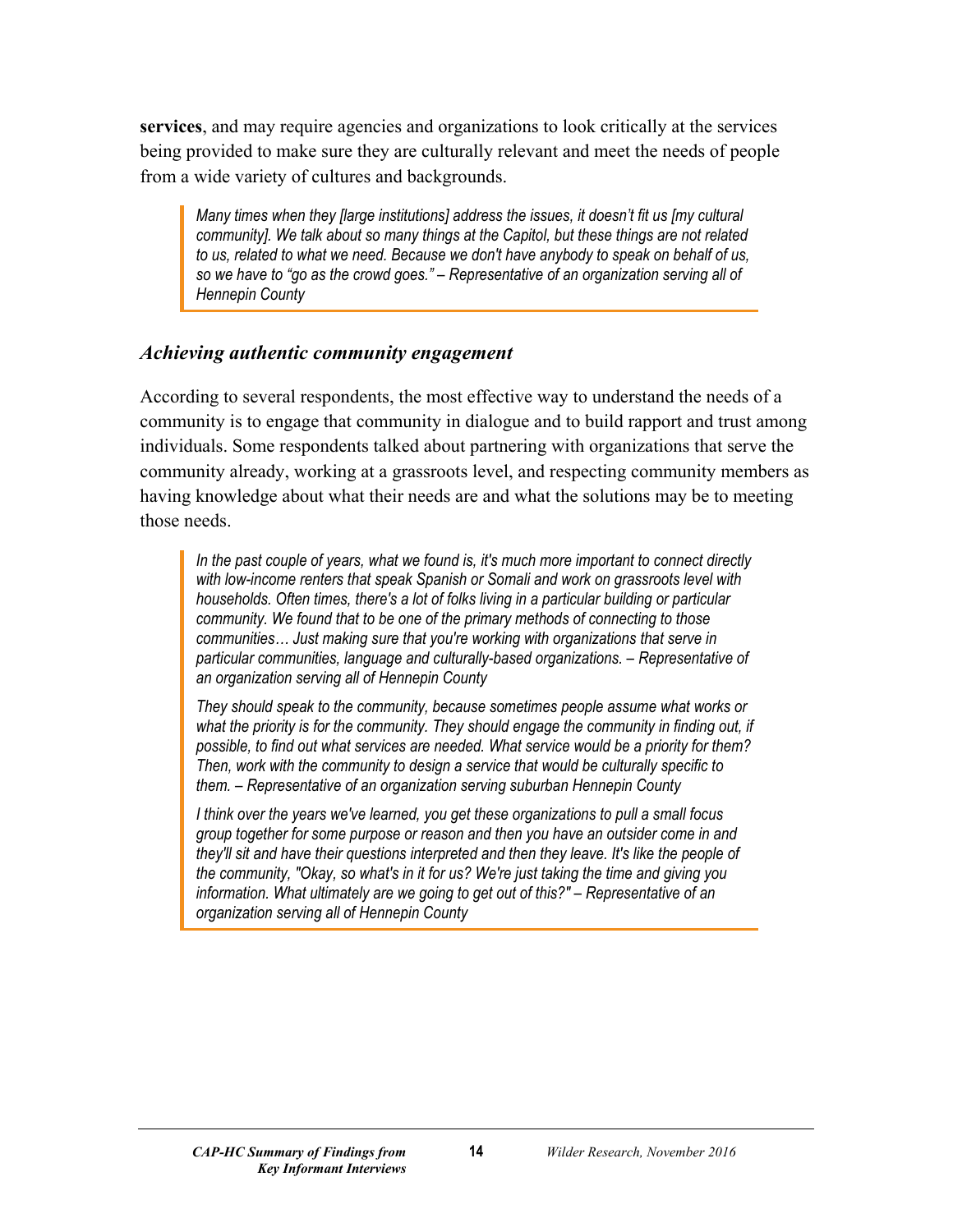**services**, and may require agencies and organizations to look critically at the services being provided to make sure they are culturally relevant and meet the needs of people from a wide variety of cultures and backgrounds.

> *Many times when they [large institutions] address the issues, it doesn't fit us [my cultural community]. We talk about so many things at the Capitol, but these things are not related to us, related to what we need. Because we don't have anybody to speak on behalf of us, so we have to "go as the crowd goes." – Representative of an organization serving all of Hennepin County*

### *Achieving authentic community engagement*

According to several respondents, the most effective way to understand the needs of a community is to engage that community in dialogue and to build rapport and trust among individuals. Some respondents talked about partnering with organizations that serve the community already, working at a grassroots level, and respecting community members as having knowledge about what their needs are and what the solutions may be to meeting those needs.

> *In the past couple of years, what we found is, it's much more important to connect directly with low-income renters that speak Spanish or Somali and work on grassroots level with households. Often times, there's a lot of folks living in a particular building or particular community. We found that to be one of the primary methods of connecting to those communities… Just making sure that you're working with organizations that serve in particular communities, language and culturally-based organizations. – Representative of an organization serving all of Hennepin County*
>
> *They should speak to the community, because sometimes people assume what works or what the priority is for the community. They should engage the community in finding out, if possible, to find out what services are needed. What service would be a priority for them? Then, work with the community to design a service that would be culturally specific to them. – Representative of an organization serving suburban Hennepin County*
>
> *I think over the years we've learned, you get these organizations to pull a small focus group together for some purpose or reason and then you have an outsider come in and they'll sit and have their questions interpreted and then they leave. It's like the people of the community, "Okay, so what's in it for us? We're just taking the time and giving you information. What ultimately are we going to get out of this?" – Representative of an organization serving all of Hennepin County*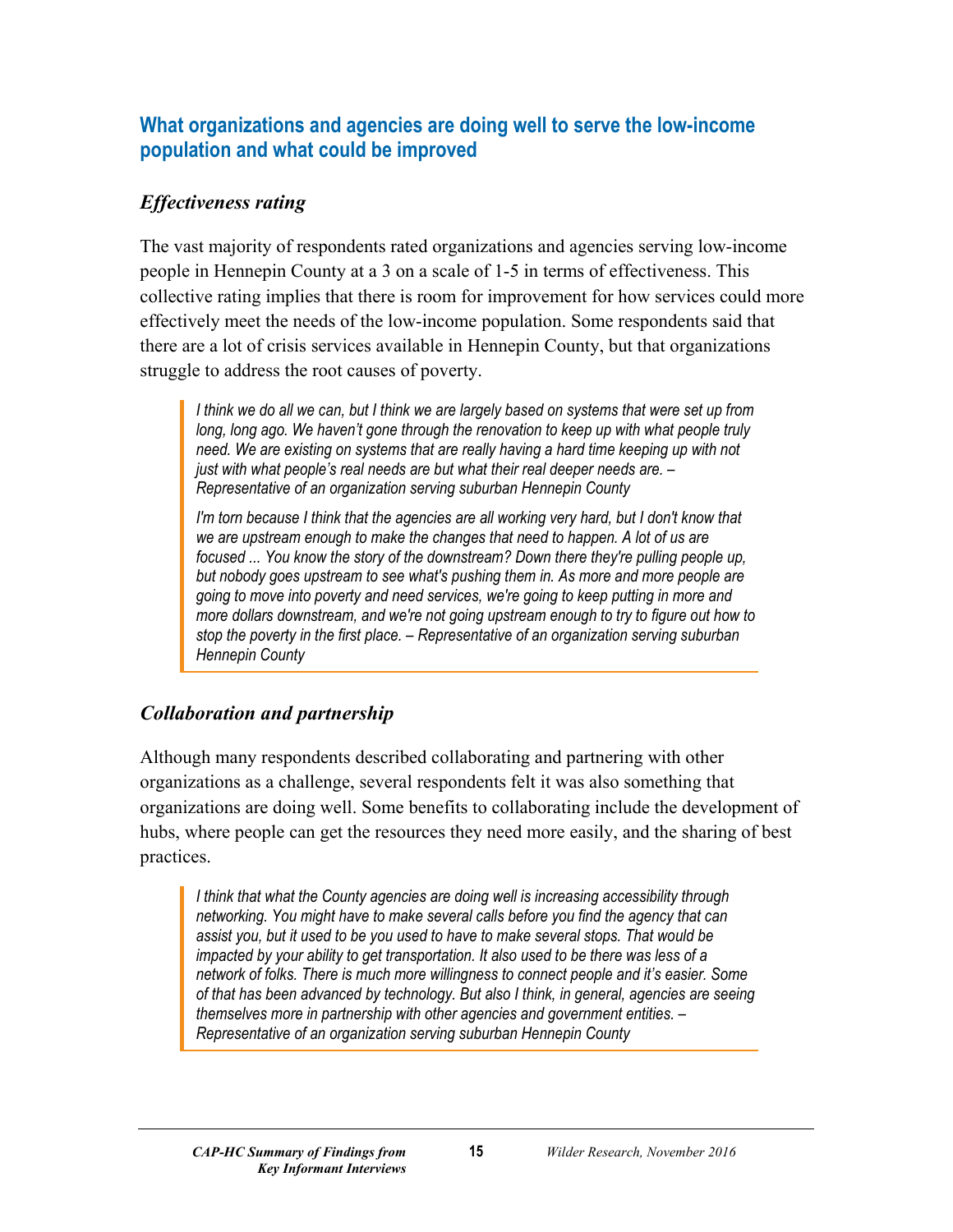## What organizations and agencies are doing well to serve the low-income population and what could be improved

### *Effectiveness rating*

The vast majority of respondents rated organizations and agencies serving low-income people in Hennepin County at a 3 on a scale of 1-5 in terms of effectiveness. This collective rating implies that there is room for improvement for how services could more effectively meet the needs of the low-income population. Some respondents said that there are a lot of crisis services available in Hennepin County, but that organizations struggle to address the root causes of poverty.

> *I think we do all we can, but I think we are largely based on systems that were set up from long, long ago. We haven't gone through the renovation to keep up with what people truly need. We are existing on systems that are really having a hard time keeping up with not just with what people's real needs are but what their real deeper needs are. – Representative of an organization serving suburban Hennepin County*
>
> *I'm torn because I think that the agencies are all working very hard, but I don't know that we are upstream enough to make the changes that need to happen. A lot of us are focused ... You know the story of the downstream? Down there they're pulling people up, but nobody goes upstream to see what's pushing them in. As more and more people are going to move into poverty and need services, we're going to keep putting in more and more dollars downstream, and we're not going upstream enough to try to figure out how to stop the poverty in the first place. – Representative of an organization serving suburban Hennepin County*

### *Collaboration and partnership*

Although many respondents described collaborating and partnering with other organizations as a challenge, several respondents felt it was also something that organizations are doing well. Some benefits to collaborating include the development of hubs, where people can get the resources they need more easily, and the sharing of best practices.

> *I think that what the County agencies are doing well is increasing accessibility through networking. You might have to make several calls before you find the agency that can assist you, but it used to be you used to have to make several stops. That would be impacted by your ability to get transportation. It also used to be there was less of a network of folks. There is much more willingness to connect people and it's easier. Some of that has been advanced by technology. But also I think, in general, agencies are seeing themselves more in partnership with other agencies and government entities. – Representative of an organization serving suburban Hennepin County*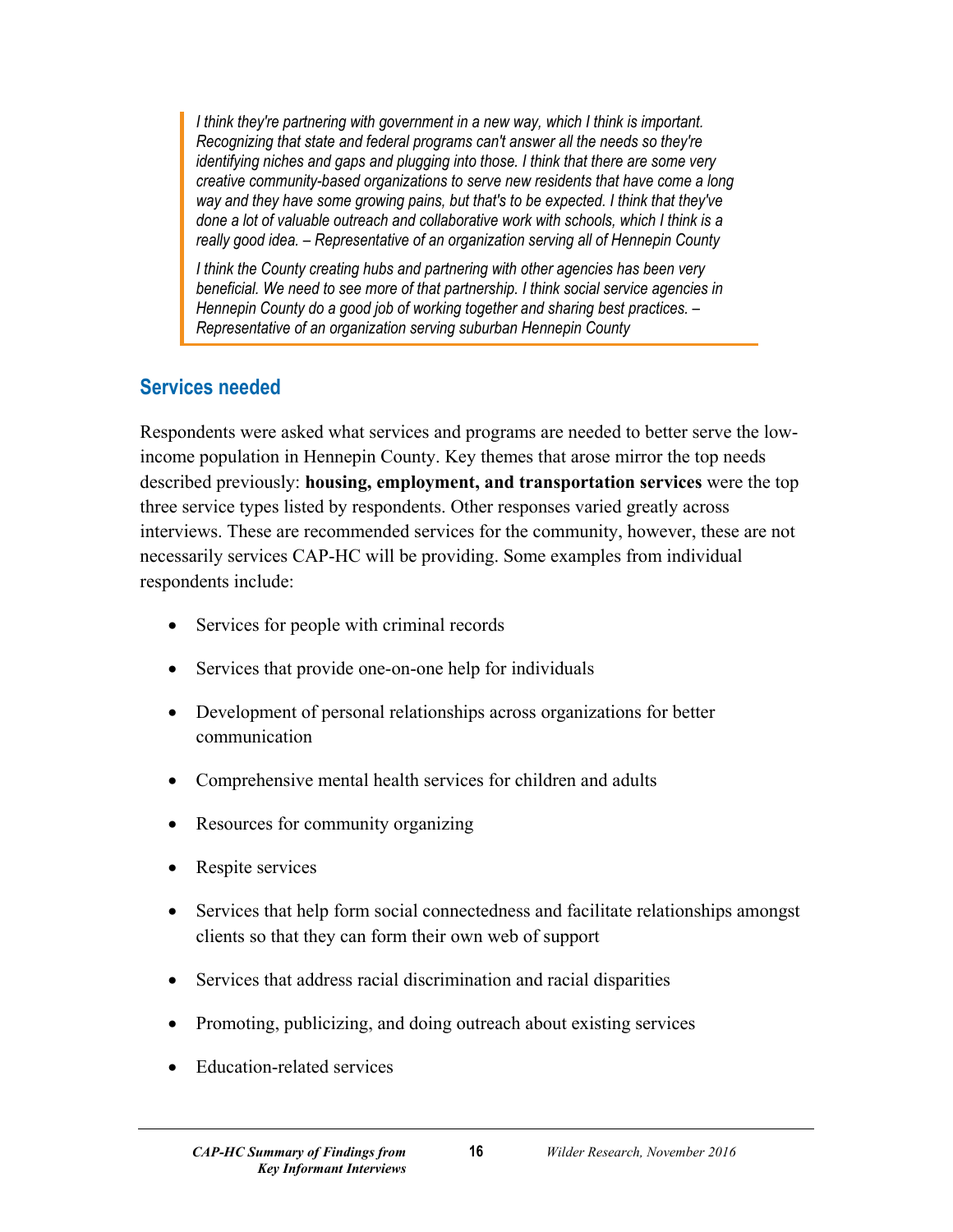> *I think they're partnering with government in a new way, which I think is important. Recognizing that state and federal programs can't answer all the needs so they're identifying niches and gaps and plugging into those. I think that there are some very creative community-based organizations to serve new residents that have come a long way and they have some growing pains, but that's to be expected. I think that they've done a lot of valuable outreach and collaborative work with schools, which I think is a really good idea. – Representative of an organization serving all of Hennepin County*
>
> *I think the County creating hubs and partnering with other agencies has been very beneficial. We need to see more of that partnership. I think social service agencies in Hennepin County do a good job of working together and sharing best practices. – Representative of an organization serving suburban Hennepin County*

## Services needed

Respondents were asked what services and programs are needed to better serve the low-income population in Hennepin County. Key themes that arose mirror the top needs described previously: **housing, employment, and transportation services** were the top three service types listed by respondents. Other responses varied greatly across interviews. These are recommended services for the community, however, these are not necessarily services CAP-HC will be providing. Some examples from individual respondents include:

- Services for people with criminal records
- Services that provide one-on-one help for individuals
- Development of personal relationships across organizations for better communication
- Comprehensive mental health services for children and adults
- Resources for community organizing
- Respite services
- Services that help form social connectedness and facilitate relationships amongst clients so that they can form their own web of support
- Services that address racial discrimination and racial disparities
- Promoting, publicizing, and doing outreach about existing services
- Education-related services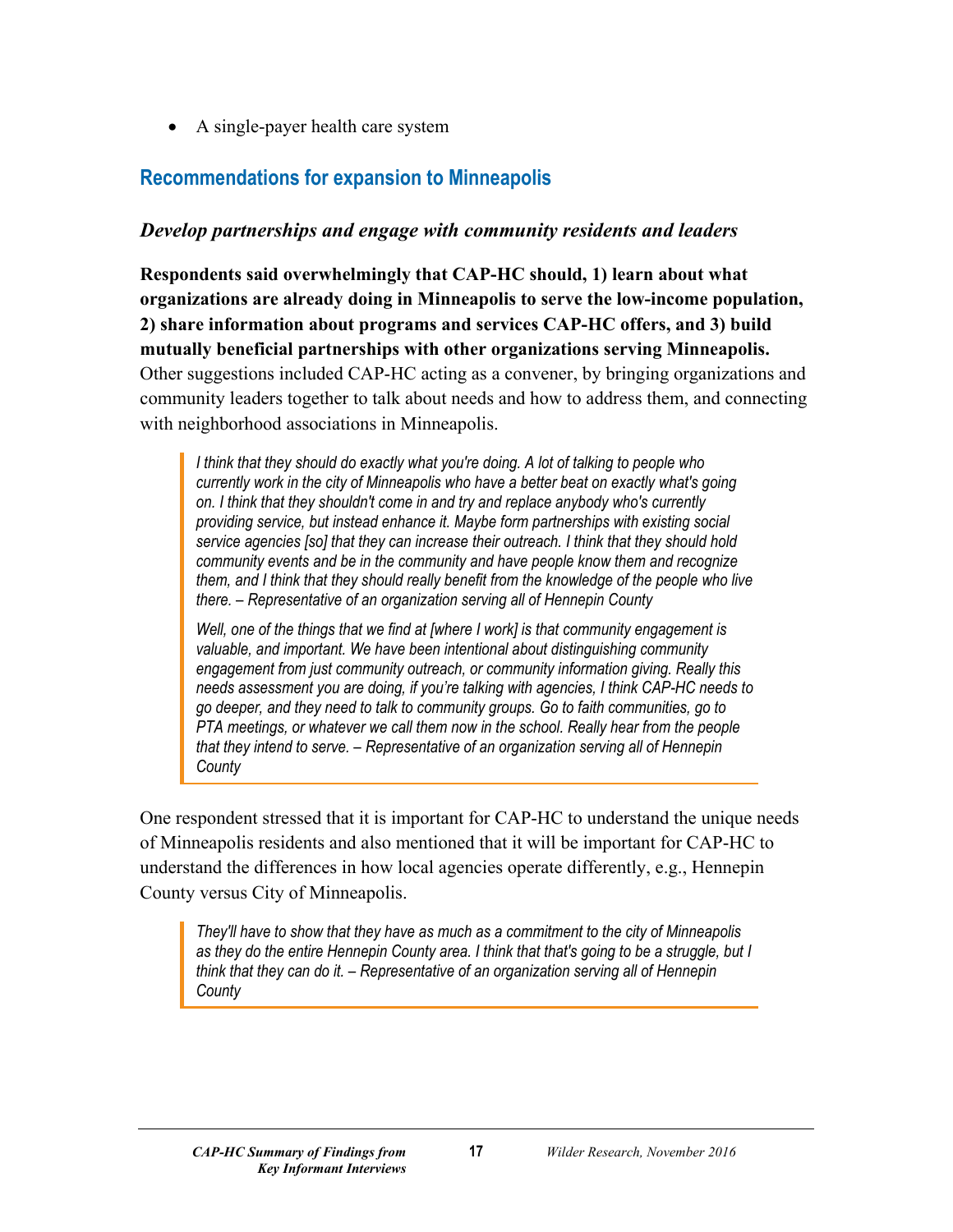- A single-payer health care system

## Recommendations for expansion to Minneapolis

### *Develop partnerships and engage with community residents and leaders*

**Respondents said overwhelmingly that CAP-HC should, 1) learn about what organizations are already doing in Minneapolis to serve the low-income population, 2) share information about programs and services CAP-HC offers, and 3) build mutually beneficial partnerships with other organizations serving Minneapolis.** Other suggestions included CAP-HC acting as a convener, by bringing organizations and community leaders together to talk about needs and how to address them, and connecting with neighborhood associations in Minneapolis.

> *I think that they should do exactly what you're doing. A lot of talking to people who currently work in the city of Minneapolis who have a better beat on exactly what's going on. I think that they shouldn't come in and try and replace anybody who's currently providing service, but instead enhance it. Maybe form partnerships with existing social service agencies [so] that they can increase their outreach. I think that they should hold community events and be in the community and have people know them and recognize them, and I think that they should really benefit from the knowledge of the people who live there. – Representative of an organization serving all of Hennepin County*
>
> *Well, one of the things that we find at [where I work] is that community engagement is valuable, and important. We have been intentional about distinguishing community engagement from just community outreach, or community information giving. Really this needs assessment you are doing, if you're talking with agencies, I think CAP-HC needs to go deeper, and they need to talk to community groups. Go to faith communities, go to PTA meetings, or whatever we call them now in the school. Really hear from the people that they intend to serve. – Representative of an organization serving all of Hennepin County*

One respondent stressed that it is important for CAP-HC to understand the unique needs of Minneapolis residents and also mentioned that it will be important for CAP-HC to understand the differences in how local agencies operate differently, e.g., Hennepin County versus City of Minneapolis.

> *They'll have to show that they have as much as a commitment to the city of Minneapolis as they do the entire Hennepin County area. I think that that's going to be a struggle, but I think that they can do it. – Representative of an organization serving all of Hennepin County*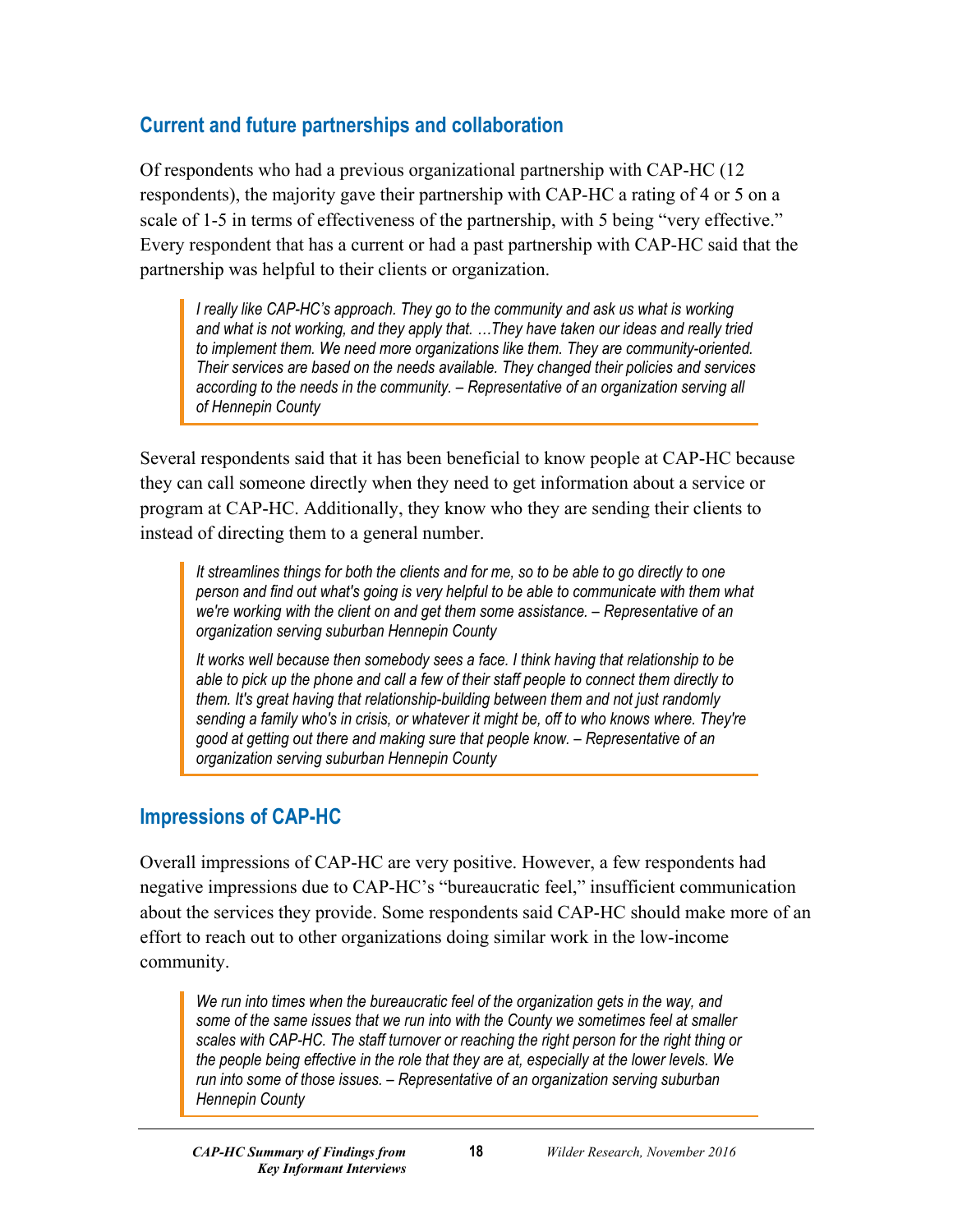## Current and future partnerships and collaboration

Of respondents who had a previous organizational partnership with CAP-HC (12 respondents), the majority gave their partnership with CAP-HC a rating of 4 or 5 on a scale of 1-5 in terms of effectiveness of the partnership, with 5 being "very effective." Every respondent that has a current or had a past partnership with CAP-HC said that the partnership was helpful to their clients or organization.

> *I really like CAP-HC's approach. They go to the community and ask us what is working and what is not working, and they apply that. …They have taken our ideas and really tried to implement them. We need more organizations like them. They are community-oriented. Their services are based on the needs available. They changed their policies and services according to the needs in the community. – Representative of an organization serving all of Hennepin County*

Several respondents said that it has been beneficial to know people at CAP-HC because they can call someone directly when they need to get information about a service or program at CAP-HC. Additionally, they know who they are sending their clients to instead of directing them to a general number.

> *It streamlines things for both the clients and for me, so to be able to go directly to one person and find out what's going is very helpful to be able to communicate with them what we're working with the client on and get them some assistance. – Representative of an organization serving suburban Hennepin County*
>
> *It works well because then somebody sees a face. I think having that relationship to be able to pick up the phone and call a few of their staff people to connect them directly to them. It's great having that relationship-building between them and not just randomly sending a family who's in crisis, or whatever it might be, off to who knows where. They're good at getting out there and making sure that people know. – Representative of an organization serving suburban Hennepin County*

## Impressions of CAP-HC

Overall impressions of CAP-HC are very positive. However, a few respondents had negative impressions due to CAP-HC's "bureaucratic feel," insufficient communication about the services they provide. Some respondents said CAP-HC should make more of an effort to reach out to other organizations doing similar work in the low-income community.

> *We run into times when the bureaucratic feel of the organization gets in the way, and some of the same issues that we run into with the County we sometimes feel at smaller scales with CAP-HC. The staff turnover or reaching the right person for the right thing or the people being effective in the role that they are at, especially at the lower levels. We run into some of those issues. – Representative of an organization serving suburban Hennepin County*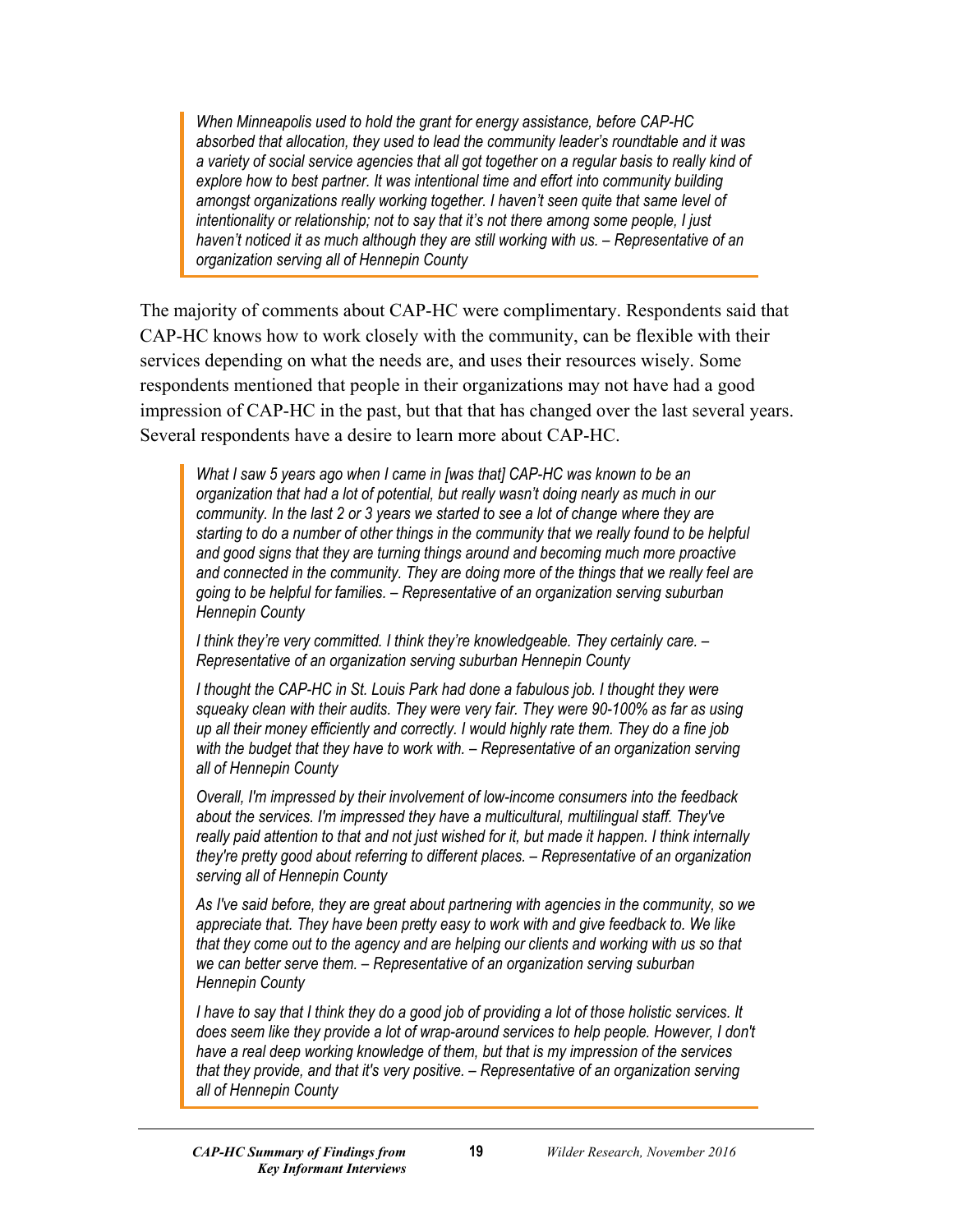> *When Minneapolis used to hold the grant for energy assistance, before CAP-HC absorbed that allocation, they used to lead the community leader's roundtable and it was a variety of social service agencies that all got together on a regular basis to really kind of explore how to best partner. It was intentional time and effort into community building amongst organizations really working together. I haven't seen quite that same level of intentionality or relationship; not to say that it's not there among some people, I just haven't noticed it as much although they are still working with us. – Representative of an organization serving all of Hennepin County*

The majority of comments about CAP-HC were complimentary. Respondents said that CAP-HC knows how to work closely with the community, can be flexible with their services depending on what the needs are, and uses their resources wisely. Some respondents mentioned that people in their organizations may not have had a good impression of CAP-HC in the past, but that that has changed over the last several years. Several respondents have a desire to learn more about CAP-HC.

> *What I saw 5 years ago when I came in [was that] CAP-HC was known to be an organization that had a lot of potential, but really wasn't doing nearly as much in our community. In the last 2 or 3 years we started to see a lot of change where they are starting to do a number of other things in the community that we really found to be helpful and good signs that they are turning things around and becoming much more proactive and connected in the community. They are doing more of the things that we really feel are going to be helpful for families. – Representative of an organization serving suburban Hennepin County*
>
> *I think they're very committed. I think they're knowledgeable. They certainly care. – Representative of an organization serving suburban Hennepin County*
>
> *I thought the CAP-HC in St. Louis Park had done a fabulous job. I thought they were squeaky clean with their audits. They were very fair. They were 90-100% as far as using up all their money efficiently and correctly. I would highly rate them. They do a fine job with the budget that they have to work with. – Representative of an organization serving all of Hennepin County*
>
> *Overall, I'm impressed by their involvement of low-income consumers into the feedback about the services. I'm impressed they have a multicultural, multilingual staff. They've really paid attention to that and not just wished for it, but made it happen. I think internally they're pretty good about referring to different places. – Representative of an organization serving all of Hennepin County*
>
> *As I've said before, they are great about partnering with agencies in the community, so we appreciate that. They have been pretty easy to work with and give feedback to. We like that they come out to the agency and are helping our clients and working with us so that we can better serve them. – Representative of an organization serving suburban Hennepin County*
>
> *I have to say that I think they do a good job of providing a lot of those holistic services. It does seem like they provide a lot of wrap-around services to help people. However, I don't have a real deep working knowledge of them, but that is my impression of the services that they provide, and that it's very positive. – Representative of an organization serving all of Hennepin County*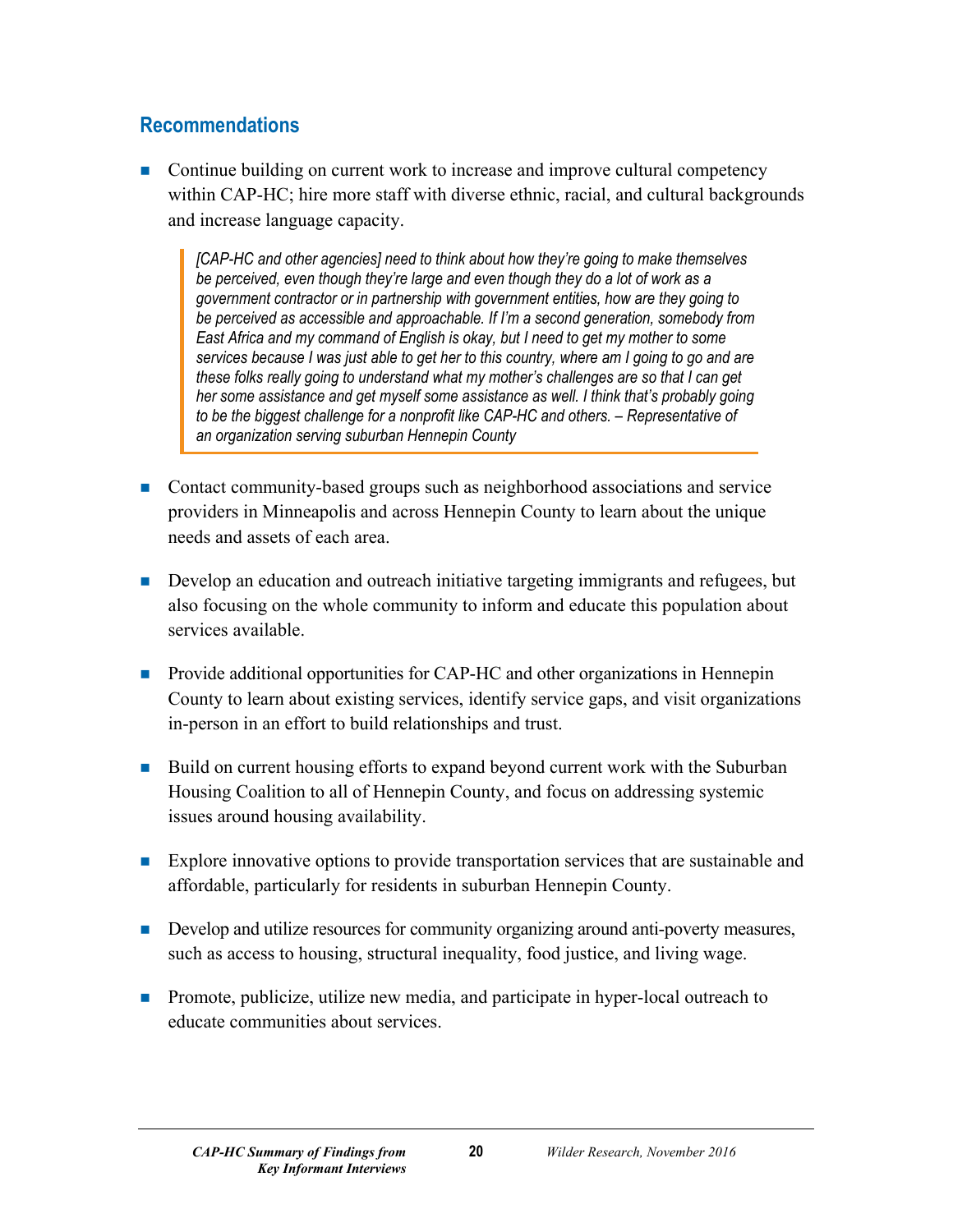## Recommendations

- Continue building on current work to increase and improve cultural competency within CAP-HC; hire more staff with diverse ethnic, racial, and cultural backgrounds and increase language capacity.

> *[CAP-HC and other agencies] need to think about how they're going to make themselves be perceived, even though they're large and even though they do a lot of work as a government contractor or in partnership with government entities, how are they going to be perceived as accessible and approachable. If I'm a second generation, somebody from East Africa and my command of English is okay, but I need to get my mother to some services because I was just able to get her to this country, where am I going to go and are these folks really going to understand what my mother's challenges are so that I can get her some assistance and get myself some assistance as well. I think that's probably going to be the biggest challenge for a nonprofit like CAP-HC and others. – Representative of an organization serving suburban Hennepin County*

- Contact community-based groups such as neighborhood associations and service providers in Minneapolis and across Hennepin County to learn about the unique needs and assets of each area.

- Develop an education and outreach initiative targeting immigrants and refugees, but also focusing on the whole community to inform and educate this population about services available.

- Provide additional opportunities for CAP-HC and other organizations in Hennepin County to learn about existing services, identify service gaps, and visit organizations in-person in an effort to build relationships and trust.

- Build on current housing efforts to expand beyond current work with the Suburban Housing Coalition to all of Hennepin County, and focus on addressing systemic issues around housing availability.

- Explore innovative options to provide transportation services that are sustainable and affordable, particularly for residents in suburban Hennepin County.

- Develop and utilize resources for community organizing around anti-poverty measures, such as access to housing, structural inequality, food justice, and living wage.

- Promote, publicize, utilize new media, and participate in hyper-local outreach to educate communities about services.